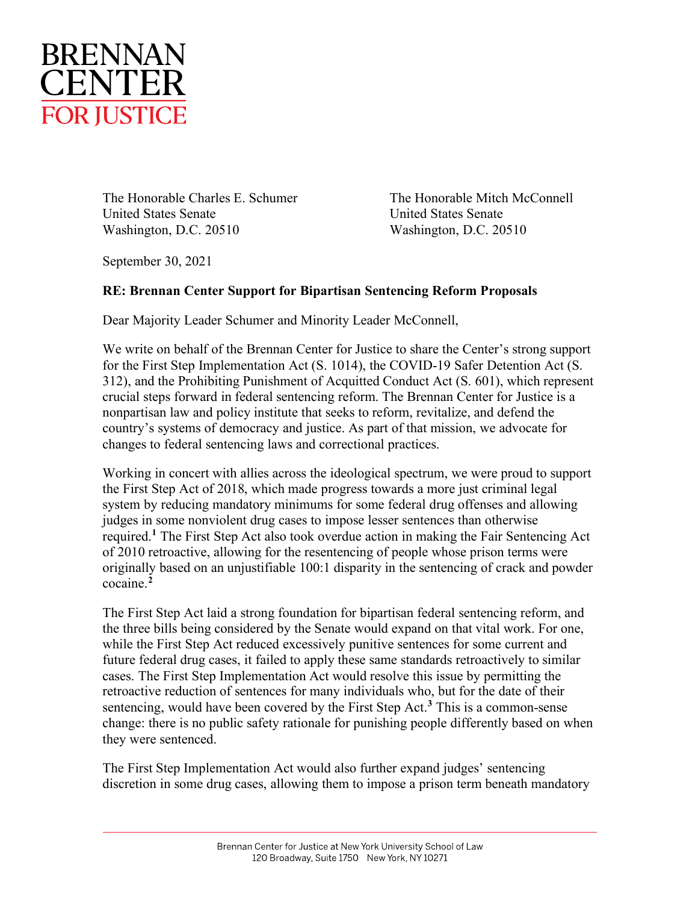BRENNAN CENTER FOR JUSTICE

The Honorable Charles E. Schumer
United States Senate
Washington, D.C. 20510

The Honorable Mitch McConnell
United States Senate
Washington, D.C. 20510

September 30, 2021

**RE: Brennan Center Support for Bipartisan Sentencing Reform Proposals**

Dear Majority Leader Schumer and Minority Leader McConnell,

We write on behalf of the Brennan Center for Justice to share the Center's strong support for the First Step Implementation Act (S. 1014), the COVID-19 Safer Detention Act (S. 312), and the Prohibiting Punishment of Acquitted Conduct Act (S. 601), which represent crucial steps forward in federal sentencing reform. The Brennan Center for Justice is a nonpartisan law and policy institute that seeks to reform, revitalize, and defend the country's systems of democracy and justice. As part of that mission, we advocate for changes to federal sentencing laws and correctional practices.

Working in concert with allies across the ideological spectrum, we were proud to support the First Step Act of 2018, which made progress towards a more just criminal legal system by reducing mandatory minimums for some federal drug offenses and allowing judges in some nonviolent drug cases to impose lesser sentences than otherwise required.[1] The First Step Act also took overdue action in making the Fair Sentencing Act of 2010 retroactive, allowing for the resentencing of people whose prison terms were originally based on an unjustifiable 100:1 disparity in the sentencing of crack and powder cocaine.[2]

The First Step Act laid a strong foundation for bipartisan federal sentencing reform, and the three bills being considered by the Senate would expand on that vital work. For one, while the First Step Act reduced excessively punitive sentences for some current and future federal drug cases, it failed to apply these same standards retroactively to similar cases. The First Step Implementation Act would resolve this issue by permitting the retroactive reduction of sentences for many individuals who, but for the date of their sentencing, would have been covered by the First Step Act.[3] This is a common-sense change: there is no public safety rationale for punishing people differently based on when they were sentenced.

The First Step Implementation Act would also further expand judges' sentencing discretion in some drug cases, allowing them to impose a prison term beneath mandatory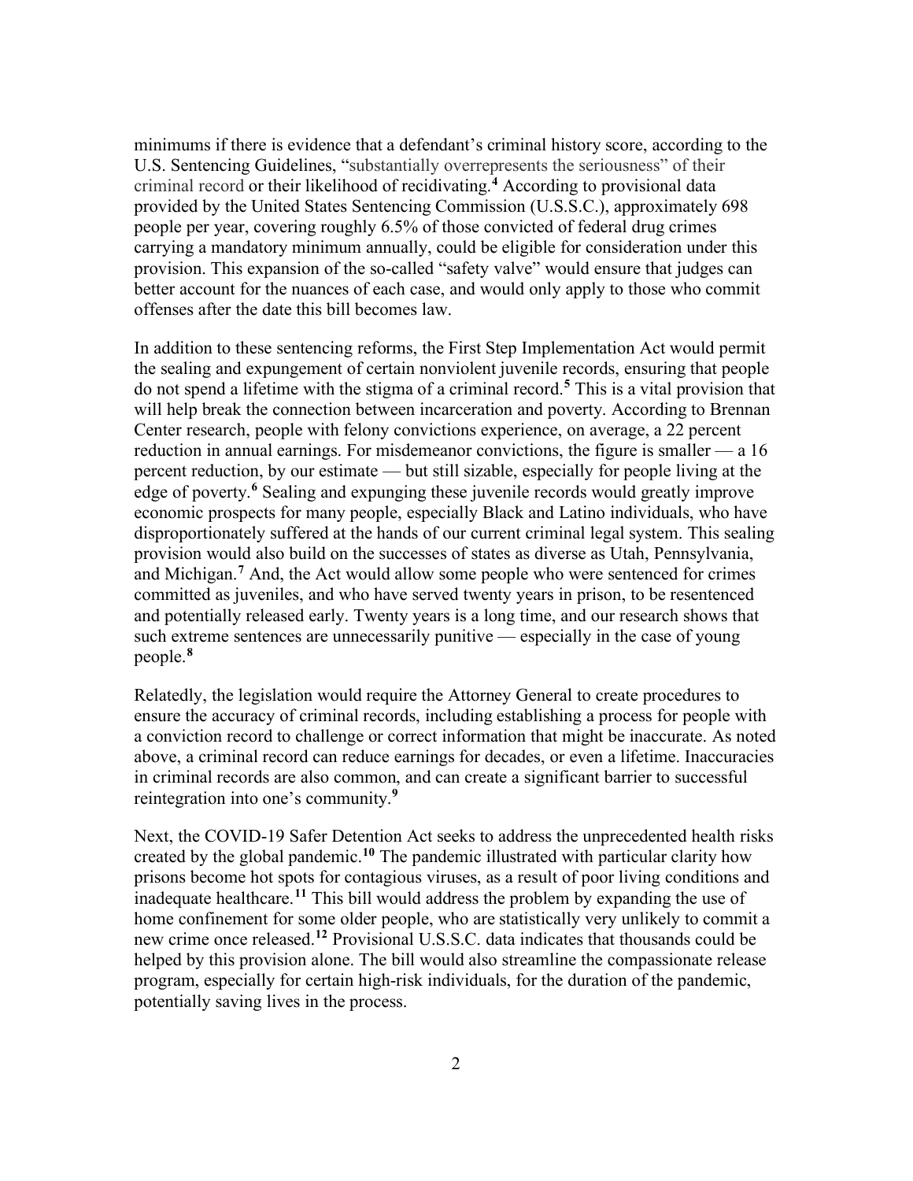minimums if there is evidence that a defendant's criminal history score, according to the U.S. Sentencing Guidelines, "substantially overrepresents the seriousness" of their criminal record or their likelihood of recidivating.[4] According to provisional data provided by the United States Sentencing Commission (U.S.S.C.), approximately 698 people per year, covering roughly 6.5% of those convicted of federal drug crimes carrying a mandatory minimum annually, could be eligible for consideration under this provision. This expansion of the so-called "safety valve" would ensure that judges can better account for the nuances of each case, and would only apply to those who commit offenses after the date this bill becomes law.

In addition to these sentencing reforms, the First Step Implementation Act would permit the sealing and expungement of certain nonviolent juvenile records, ensuring that people do not spend a lifetime with the stigma of a criminal record.[5] This is a vital provision that will help break the connection between incarceration and poverty. According to Brennan Center research, people with felony convictions experience, on average, a 22 percent reduction in annual earnings. For misdemeanor convictions, the figure is smaller — a 16 percent reduction, by our estimate — but still sizable, especially for people living at the edge of poverty.[6] Sealing and expunging these juvenile records would greatly improve economic prospects for many people, especially Black and Latino individuals, who have disproportionately suffered at the hands of our current criminal legal system. This sealing provision would also build on the successes of states as diverse as Utah, Pennsylvania, and Michigan.[7] And, the Act would allow some people who were sentenced for crimes committed as juveniles, and who have served twenty years in prison, to be resentenced and potentially released early. Twenty years is a long time, and our research shows that such extreme sentences are unnecessarily punitive — especially in the case of young people.[8]

Relatedly, the legislation would require the Attorney General to create procedures to ensure the accuracy of criminal records, including establishing a process for people with a conviction record to challenge or correct information that might be inaccurate. As noted above, a criminal record can reduce earnings for decades, or even a lifetime. Inaccuracies in criminal records are also common, and can create a significant barrier to successful reintegration into one's community.[9]

Next, the COVID-19 Safer Detention Act seeks to address the unprecedented health risks created by the global pandemic.[10] The pandemic illustrated with particular clarity how prisons become hot spots for contagious viruses, as a result of poor living conditions and inadequate healthcare.[11] This bill would address the problem by expanding the use of home confinement for some older people, who are statistically very unlikely to commit a new crime once released.[12] Provisional U.S.S.C. data indicates that thousands could be helped by this provision alone. The bill would also streamline the compassionate release program, especially for certain high-risk individuals, for the duration of the pandemic, potentially saving lives in the process.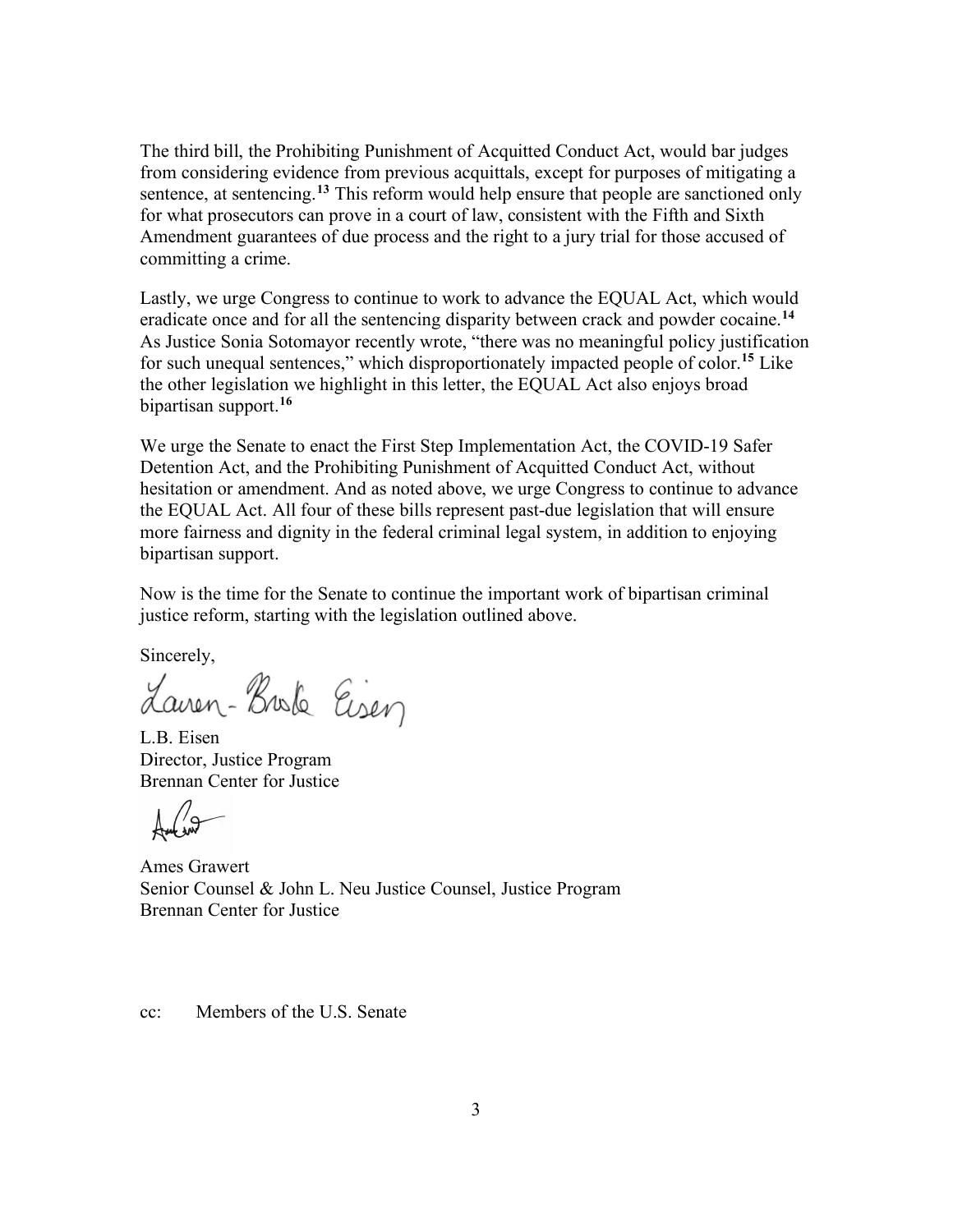The third bill, the Prohibiting Punishment of Acquitted Conduct Act, would bar judges from considering evidence from previous acquittals, except for purposes of mitigating a sentence, at sentencing.[13] This reform would help ensure that people are sanctioned only for what prosecutors can prove in a court of law, consistent with the Fifth and Sixth Amendment guarantees of due process and the right to a jury trial for those accused of committing a crime.

Lastly, we urge Congress to continue to work to advance the EQUAL Act, which would eradicate once and for all the sentencing disparity between crack and powder cocaine.[14] As Justice Sonia Sotomayor recently wrote, "there was no meaningful policy justification for such unequal sentences," which disproportionately impacted people of color.[15] Like the other legislation we highlight in this letter, the EQUAL Act also enjoys broad bipartisan support.[16]

We urge the Senate to enact the First Step Implementation Act, the COVID-19 Safer Detention Act, and the Prohibiting Punishment of Acquitted Conduct Act, without hesitation or amendment. And as noted above, we urge Congress to continue to advance the EQUAL Act. All four of these bills represent past-due legislation that will ensure more fairness and dignity in the federal criminal legal system, in addition to enjoying bipartisan support.

Now is the time for the Senate to continue the important work of bipartisan criminal justice reform, starting with the legislation outlined above.

Sincerely,

L.B. Eisen
Director, Justice Program
Brennan Center for Justice

Ames Grawert
Senior Counsel & John L. Neu Justice Counsel, Justice Program
Brennan Center for Justice

cc: Members of the U.S. Senate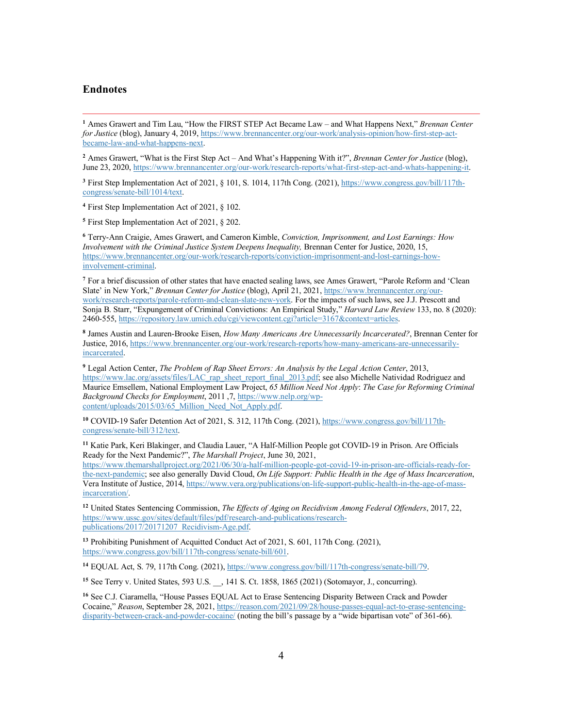## Endnotes

[1] Ames Grawert and Tim Lau, "How the FIRST STEP Act Became Law – and What Happens Next," *Brennan Center for Justice* (blog), January 4, 2019, https://www.brennancenter.org/our-work/analysis-opinion/how-first-step-act-became-law-and-what-happens-next.

[2] Ames Grawert, "What is the First Step Act – And What's Happening With it?", *Brennan Center for Justice* (blog), June 23, 2020, https://www.brennancenter.org/our-work/research-reports/what-first-step-act-and-whats-happening-it.

[3] First Step Implementation Act of 2021, § 101, S. 1014, 117th Cong. (2021), https://www.congress.gov/bill/117th-congress/senate-bill/1014/text.

[4] First Step Implementation Act of 2021, § 102.

[5] First Step Implementation Act of 2021, § 202.

[6] Terry-Ann Craigie, Ames Grawert, and Cameron Kimble, *Conviction, Imprisonment, and Lost Earnings: How Involvement with the Criminal Justice System Deepens Inequality,* Brennan Center for Justice, 2020, 15, https://www.brennancenter.org/our-work/research-reports/conviction-imprisonment-and-lost-earnings-how-involvement-criminal.

[7] For a brief discussion of other states that have enacted sealing laws, see Ames Grawert, "Parole Reform and 'Clean Slate' in New York," *Brennan Center for Justice* (blog), April 21, 2021, https://www.brennancenter.org/our-work/research-reports/parole-reform-and-clean-slate-new-york. For the impacts of such laws, see J.J. Prescott and Sonja B. Starr, "Expungement of Criminal Convictions: An Empirical Study," *Harvard Law Review* 133, no. 8 (2020): 2460-555, https://repository.law.umich.edu/cgi/viewcontent.cgi?article=3167&context=articles.

[8] James Austin and Lauren-Brooke Eisen, *How Many Americans Are Unnecessarily Incarcerated?*, Brennan Center for Justice, 2016, https://www.brennancenter.org/our-work/research-reports/how-many-americans-are-unnecessarily-incarcerated.

[9] Legal Action Center, *The Problem of Rap Sheet Errors: An Analysis by the Legal Action Center*, 2013, https://www.lac.org/assets/files/LAC_rap_sheet_report_final_2013.pdf; see also Michelle Natividad Rodriguez and Maurice Emsellem, National Employment Law Project, *65 Million Need Not Apply*: *The Case for Reforming Criminal Background Checks for Employment*, 2011 ,7, https://www.nelp.org/wp-content/uploads/2015/03/65_Million_Need_Not_Apply.pdf.

[10] COVID-19 Safer Detention Act of 2021, S. 312, 117th Cong. (2021), https://www.congress.gov/bill/117th-congress/senate-bill/312/text.

[11] Katie Park, Keri Blakinger, and Claudia Lauer, "A Half-Million People got COVID-19 in Prison. Are Officials Ready for the Next Pandemic?", *The Marshall Project*, June 30, 2021, https://www.themarshallproject.org/2021/06/30/a-half-million-people-got-covid-19-in-prison-are-officials-ready-for-the-next-pandemic; see also generally David Cloud, *On Life Support: Public Health in the Age of Mass Incarceration*, Vera Institute of Justice, 2014, https://www.vera.org/publications/on-life-support-public-health-in-the-age-of-mass-incarceration/.

[12] United States Sentencing Commission, *The Effects of Aging on Recidivism Among Federal Offenders*, 2017, 22, https://www.ussc.gov/sites/default/files/pdf/research-and-publications/research-publications/2017/20171207_Recidivism-Age.pdf.

[13] Prohibiting Punishment of Acquitted Conduct Act of 2021, S. 601, 117th Cong. (2021), https://www.congress.gov/bill/117th-congress/senate-bill/601.

[14] EQUAL Act, S. 79, 117th Cong. (2021), https://www.congress.gov/bill/117th-congress/senate-bill/79.

[15] See Terry v. United States, 593 U.S. __, 141 S. Ct. 1858, 1865 (2021) (Sotomayor, J., concurring).

[16] See C.J. Ciaramella, "House Passes EQUAL Act to Erase Sentencing Disparity Between Crack and Powder Cocaine," *Reason*, September 28, 2021, https://reason.com/2021/09/28/house-passes-equal-act-to-erase-sentencing-disparity-between-crack-and-powder-cocaine/ (noting the bill's passage by a "wide bipartisan vote" of 361-66).